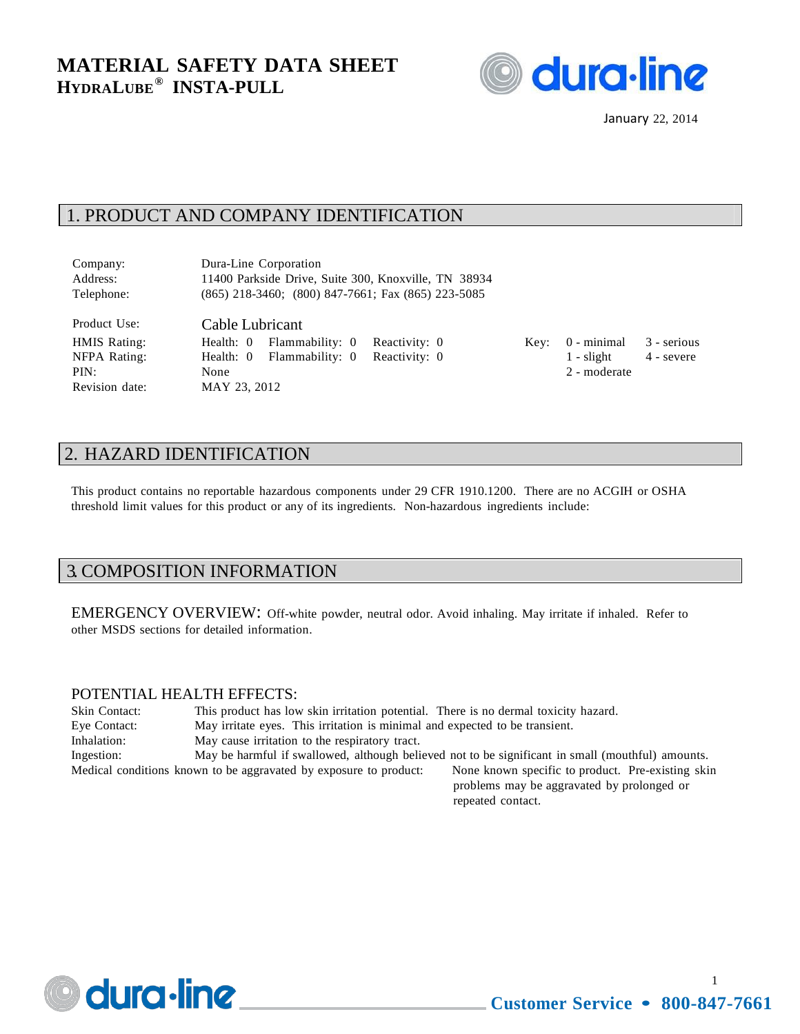# MATERIAL SAFETY DATA SHEET

## HYDRALUBE® INSTA-PULL

January 22, 2014

## 1. PRODUCT AND COMPANY IDENTIFICATION

| | |
|---|---|
| Company: | Dura-Line Corporation |
| Address: | 11400 Parkside Drive, Suite 300, Knoxville, TN 38934 |
| Telephone: | (865) 218-3460; (800) 847-7661; Fax (865) 223-5085 |

| | | | | | | |
|---|---|---|---|---|---|---|
| Product Use: | Cable Lubricant | | | | | |
| HMIS Rating: | Health: 0 | Flammability: 0 | Reactivity: 0 | Key: | 0 - minimal | 3 - serious |
| NFPA Rating: | Health: 0 | Flammability: 0 | Reactivity: 0 | | 1 - slight | 4 - severe |
| PIN: | None | | | | 2 - moderate | |
| Revision date: | MAY 23, 2012 | | | | | |

## 2. HAZARD IDENTIFICATION

This product contains no reportable hazardous components under 29 CFR 1910.1200. There are no ACGIH or OSHA threshold limit values for this product or any of its ingredients. Non-hazardous ingredients include:

## 3. COMPOSITION INFORMATION

EMERGENCY OVERVIEW: Off-white powder, neutral odor. Avoid inhaling. May irritate if inhaled. Refer to other MSDS sections for detailed information.

POTENTIAL HEALTH EFFECTS:

| | |
|---|---|
| Skin Contact: | This product has low skin irritation potential. There is no dermal toxicity hazard. |
| Eye Contact: | May irritate eyes. This irritation is minimal and expected to be transient. |
| Inhalation: | May cause irritation to the respiratory tract. |
| Ingestion: | May be harmful if swallowed, although believed not to be significant in small (mouthful) amounts. |
| Medical conditions known to be aggravated by exposure to product: | None known specific to product. Pre-existing skin problems may be aggravated by prolonged or repeated contact. |

Customer Service • 800-847-7661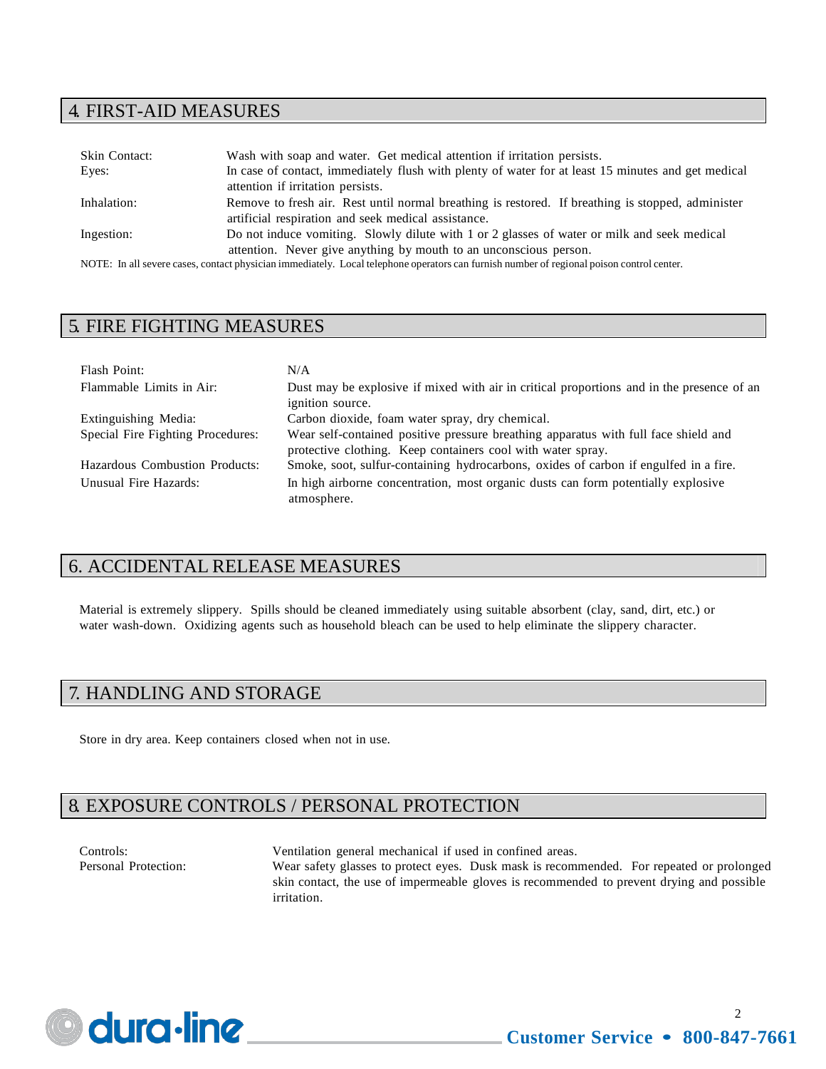## 4. FIRST-AID MEASURES

| | |
|---|---|
| Skin Contact: | Wash with soap and water. Get medical attention if irritation persists. |
| Eyes: | In case of contact, immediately flush with plenty of water for at least 15 minutes and get medical attention if irritation persists. |
| Inhalation: | Remove to fresh air. Rest until normal breathing is restored. If breathing is stopped, administer artificial respiration and seek medical assistance. |
| Ingestion: | Do not induce vomiting. Slowly dilute with 1 or 2 glasses of water or milk and seek medical attention. Never give anything by mouth to an unconscious person. |

NOTE: In all severe cases, contact physician immediately. Local telephone operators can furnish number of regional poison control center.

## 5. FIRE FIGHTING MEASURES

| | |
|---|---|
| Flash Point: | N/A |
| Flammable Limits in Air: | Dust may be explosive if mixed with air in critical proportions and in the presence of an ignition source. |
| Extinguishing Media: | Carbon dioxide, foam water spray, dry chemical. |
| Special Fire Fighting Procedures: | Wear self-contained positive pressure breathing apparatus with full face shield and protective clothing. Keep containers cool with water spray. |
| Hazardous Combustion Products: | Smoke, soot, sulfur-containing hydrocarbons, oxides of carbon if engulfed in a fire. |
| Unusual Fire Hazards: | In high airborne concentration, most organic dusts can form potentially explosive atmosphere. |

## 6. ACCIDENTAL RELEASE MEASURES

Material is extremely slippery. Spills should be cleaned immediately using suitable absorbent (clay, sand, dirt, etc.) or water wash-down. Oxidizing agents such as household bleach can be used to help eliminate the slippery character.

## 7. HANDLING AND STORAGE

Store in dry area. Keep containers closed when not in use.

## 8. EXPOSURE CONTROLS / PERSONAL PROTECTION

| | |
|---|---|
| Controls: | Ventilation general mechanical if used in confined areas. |
| Personal Protection: | Wear safety glasses to protect eyes. Dusk mask is recommended. For repeated or prolonged skin contact, the use of impermeable gloves is recommended to prevent drying and possible irritation. |

dura-line Customer Service • 800-847-7661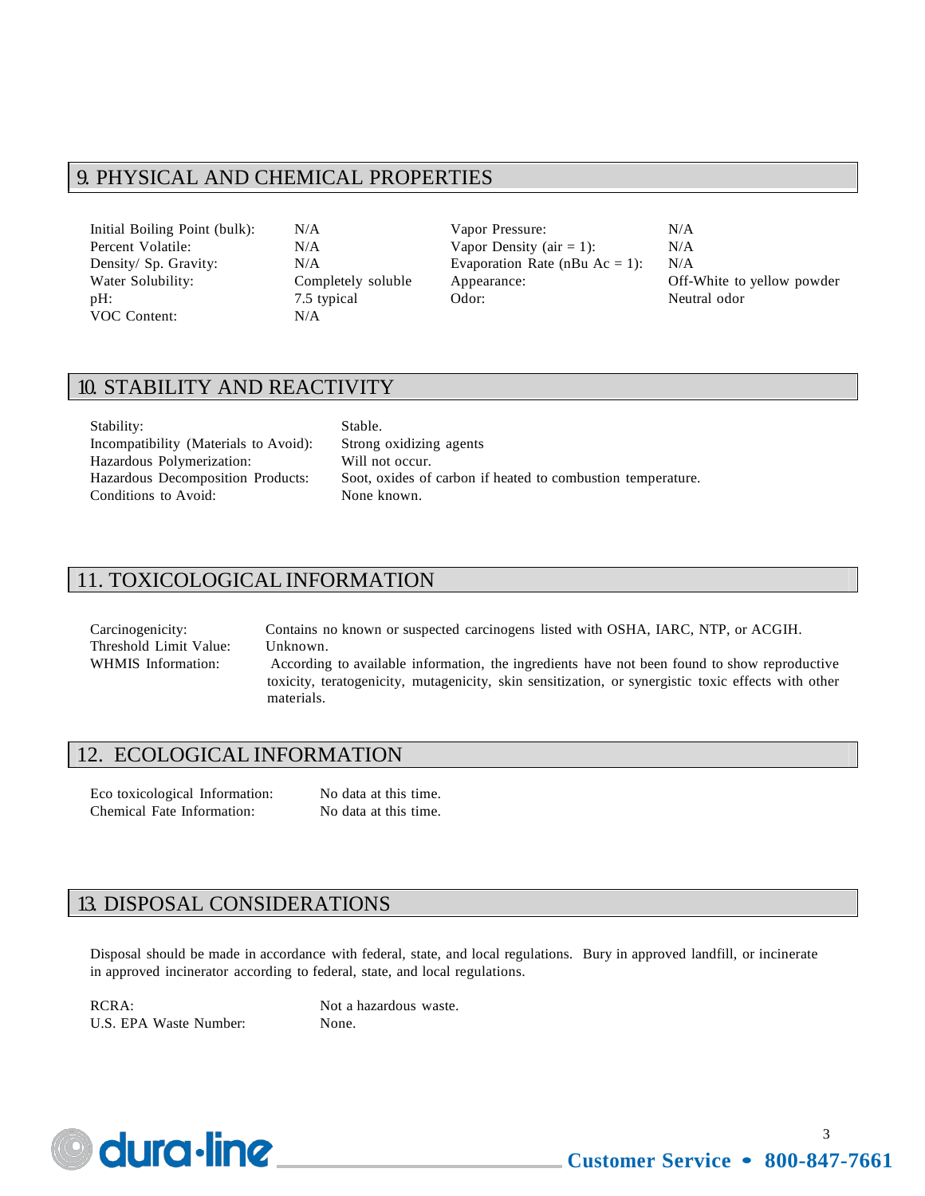## 9. PHYSICAL AND CHEMICAL PROPERTIES

| | | | |
|---|---|---|---|
| Initial Boiling Point (bulk): | N/A | Vapor Pressure: | N/A |
| Percent Volatile: | N/A | Vapor Density (air = 1): | N/A |
| Density/ Sp. Gravity: | N/A | Evaporation Rate (nBu Ac = 1): | N/A |
| Water Solubility: | Completely soluble | Appearance: | Off-White to yellow powder |
| pH: | 7.5 typical | Odor: | Neutral odor |
| VOC Content: | N/A | | |

## 10. STABILITY AND REACTIVITY

| | |
|---|---|
| Stability: | Stable. |
| Incompatibility (Materials to Avoid): | Strong oxidizing agents |
| Hazardous Polymerization: | Will not occur. |
| Hazardous Decomposition Products: | Soot, oxides of carbon if heated to combustion temperature. |
| Conditions to Avoid: | None known. |

## 11. TOXICOLOGICAL INFORMATION

| | |
|---|---|
| Carcinogenicity: | Contains no known or suspected carcinogens listed with OSHA, IARC, NTP, or ACGIH. |
| Threshold Limit Value: | Unknown. |
| WHMIS Information: | According to available information, the ingredients have not been found to show reproductive toxicity, teratogenicity, mutagenicity, skin sensitization, or synergistic toxic effects with other materials. |

## 12. ECOLOGICAL INFORMATION

| | |
|---|---|
| Eco toxicological Information: | No data at this time. |
| Chemical Fate Information: | No data at this time. |

## 13. DISPOSAL CONSIDERATIONS

Disposal should be made in accordance with federal, state, and local regulations. Bury in approved landfill, or incinerate in approved incinerator according to federal, state, and local regulations.

| | |
|---|---|
| RCRA: | Not a hazardous waste. |
| U.S. EPA Waste Number: | None. |

dura·line Customer Service • 800-847-7661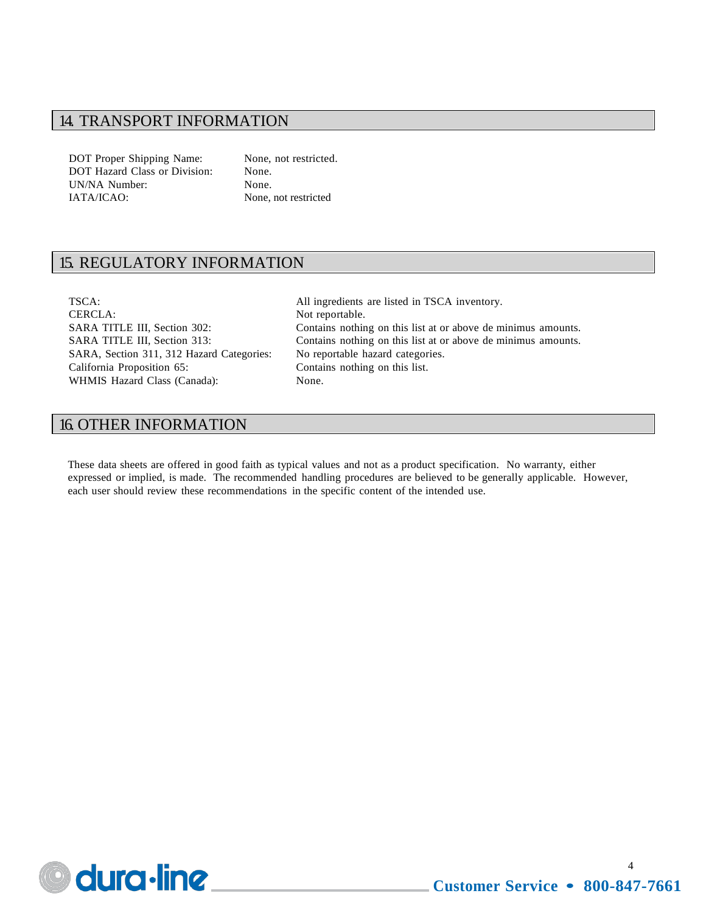## 14. TRANSPORT INFORMATION

| | |
|---|---|
| DOT Proper Shipping Name: | None, not restricted. |
| DOT Hazard Class or Division: | None. |
| UN/NA Number: | None. |
| IATA/ICAO: | None, not restricted |

## 15. REGULATORY INFORMATION

| | |
|---|---|
| TSCA: | All ingredients are listed in TSCA inventory. |
| CERCLA: | Not reportable. |
| SARA TITLE III, Section 302: | Contains nothing on this list at or above de minimus amounts. |
| SARA TITLE III, Section 313: | Contains nothing on this list at or above de minimus amounts. |
| SARA, Section 311, 312 Hazard Categories: | No reportable hazard categories. |
| California Proposition 65: | Contains nothing on this list. |
| WHMIS Hazard Class (Canada): | None. |

## 16. OTHER INFORMATION

These data sheets are offered in good faith as typical values and not as a product specification. No warranty, either expressed or implied, is made. The recommended handling procedures are believed to be generally applicable. However, each user should review these recommendations in the specific content of the intended use.

dura-line **Customer Service • 800-847-7661**